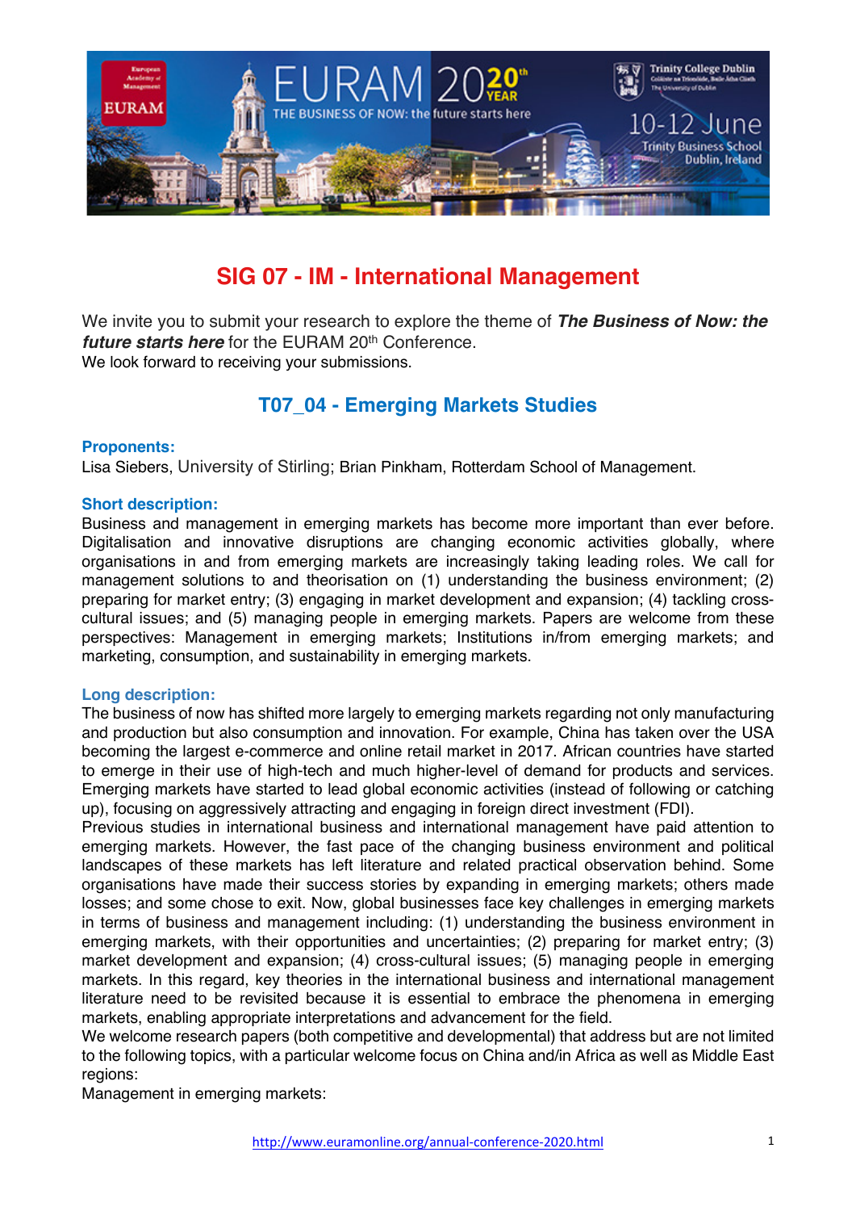# SIG 07 - IM - International Management

We invite you to submit your research to explore the theme of ***The Business of Now: the future starts here*** for the EURAM 20th Conference.
We look forward to receiving your submissions.

## T07_04 - Emerging Markets Studies

### Proponents:

Lisa Siebers, University of Stirling; Brian Pinkham, Rotterdam School of Management.

### Short description:

Business and management in emerging markets has become more important than ever before. Digitalisation and innovative disruptions are changing economic activities globally, where organisations in and from emerging markets are increasingly taking leading roles. We call for management solutions to and theorisation on (1) understanding the business environment; (2) preparing for market entry; (3) engaging in market development and expansion; (4) tackling cross-cultural issues; and (5) managing people in emerging markets. Papers are welcome from these perspectives: Management in emerging markets; Institutions in/from emerging markets; and marketing, consumption, and sustainability in emerging markets.

### Long description:

The business of now has shifted more largely to emerging markets regarding not only manufacturing and production but also consumption and innovation. For example, China has taken over the USA becoming the largest e-commerce and online retail market in 2017. African countries have started to emerge in their use of high-tech and much higher-level of demand for products and services. Emerging markets have started to lead global economic activities (instead of following or catching up), focusing on aggressively attracting and engaging in foreign direct investment (FDI).
Previous studies in international business and international management have paid attention to emerging markets. However, the fast pace of the changing business environment and political landscapes of these markets has left literature and related practical observation behind. Some organisations have made their success stories by expanding in emerging markets; others made losses; and some chose to exit. Now, global businesses face key challenges in emerging markets in terms of business and management including: (1) understanding the business environment in emerging markets, with their opportunities and uncertainties; (2) preparing for market entry; (3) market development and expansion; (4) cross-cultural issues; (5) managing people in emerging markets. In this regard, key theories in the international business and international management literature need to be revisited because it is essential to embrace the phenomena in emerging markets, enabling appropriate interpretations and advancement for the field.
We welcome research papers (both competitive and developmental) that address but are not limited to the following topics, with a particular welcome focus on China and/in Africa as well as Middle East regions:
Management in emerging markets: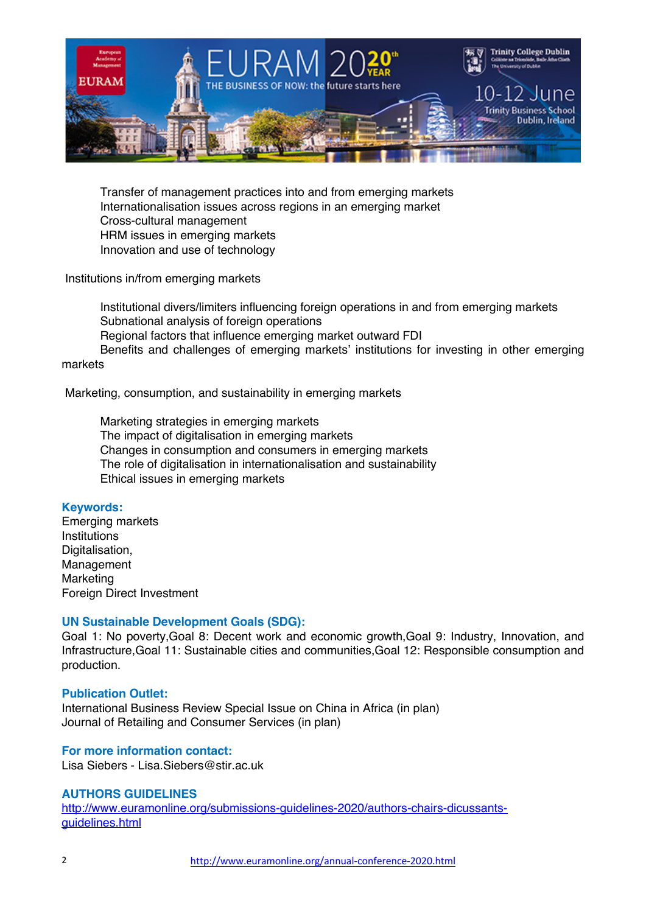Transfer of management practices into and from emerging markets
Internationalisation issues across regions in an emerging market
Cross-cultural management
HRM issues in emerging markets
Innovation and use of technology

Institutions in/from emerging markets

Institutional divers/limiters influencing foreign operations in and from emerging markets
Subnational analysis of foreign operations
Regional factors that influence emerging market outward FDI
Benefits and challenges of emerging markets' institutions for investing in other emerging markets

Marketing, consumption, and sustainability in emerging markets

Marketing strategies in emerging markets
The impact of digitalisation in emerging markets
Changes in consumption and consumers in emerging markets
The role of digitalisation in internationalisation and sustainability
Ethical issues in emerging markets

### Keywords:

Emerging markets
Institutions
Digitalisation,
Management
Marketing
Foreign Direct Investment

### UN Sustainable Development Goals (SDG):

Goal 1: No poverty,Goal 8: Decent work and economic growth,Goal 9: Industry, Innovation, and Infrastructure,Goal 11: Sustainable cities and communities,Goal 12: Responsible consumption and production.

### Publication Outlet:

International Business Review Special Issue on China in Africa (in plan)
Journal of Retailing and Consumer Services (in plan)

### For more information contact:

Lisa Siebers - Lisa.Siebers@stir.ac.uk

### AUTHORS GUIDELINES

http://www.euramonline.org/submissions-guidelines-2020/authors-chairs-dicussants-guidelines.html